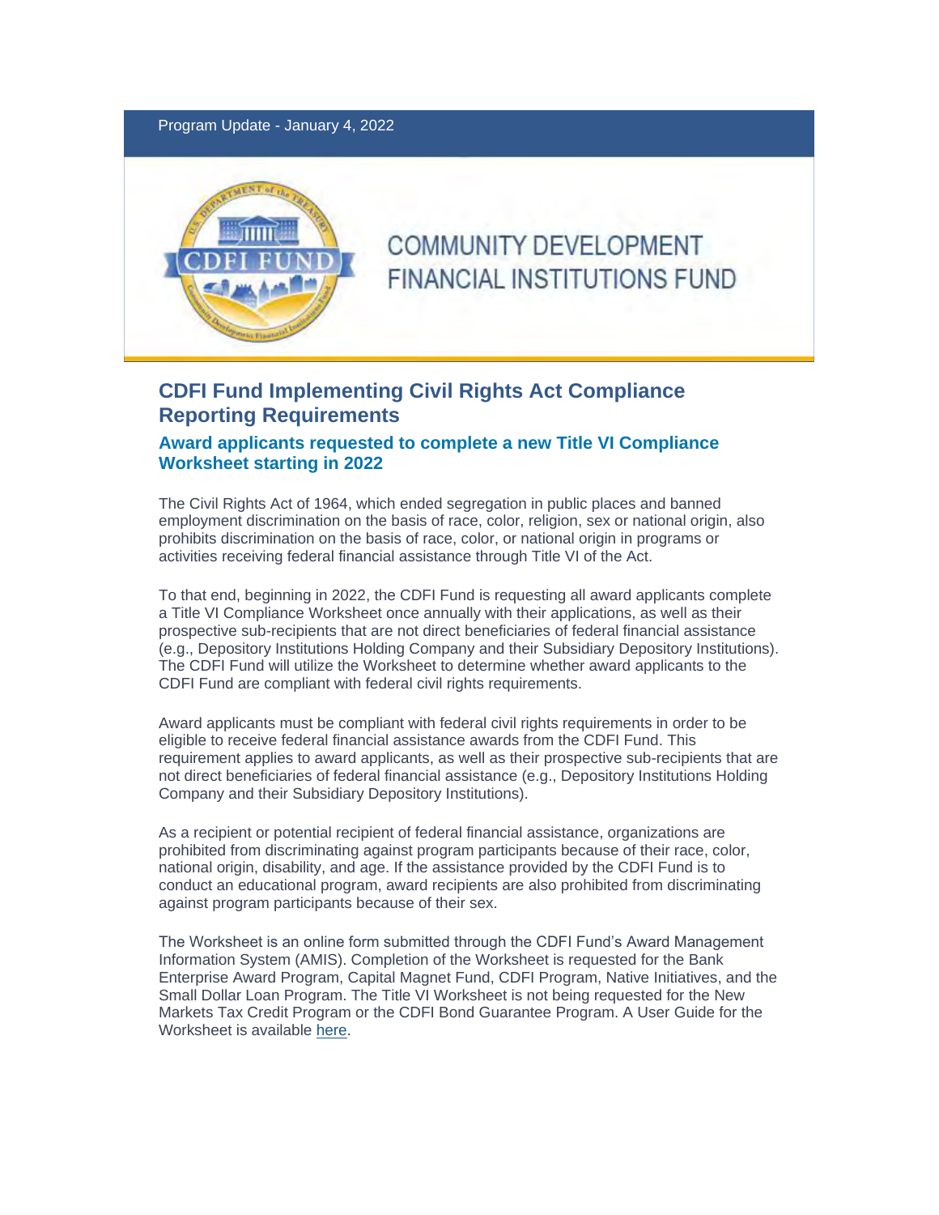Program Update - January 4, 2022

COMMUNITY DEVELOPMENT FINANCIAL INSTITUTIONS FUND

# CDFI Fund Implementing Civil Rights Act Compliance Reporting Requirements

## Award applicants requested to complete a new Title VI Compliance Worksheet starting in 2022

The Civil Rights Act of 1964, which ended segregation in public places and banned employment discrimination on the basis of race, color, religion, sex or national origin, also prohibits discrimination on the basis of race, color, or national origin in programs or activities receiving federal financial assistance through Title VI of the Act.

To that end, beginning in 2022, the CDFI Fund is requesting all award applicants complete a Title VI Compliance Worksheet once annually with their applications, as well as their prospective sub-recipients that are not direct beneficiaries of federal financial assistance (e.g., Depository Institutions Holding Company and their Subsidiary Depository Institutions). The CDFI Fund will utilize the Worksheet to determine whether award applicants to the CDFI Fund are compliant with federal civil rights requirements.

Award applicants must be compliant with federal civil rights requirements in order to be eligible to receive federal financial assistance awards from the CDFI Fund. This requirement applies to award applicants, as well as their prospective sub-recipients that are not direct beneficiaries of federal financial assistance (e.g., Depository Institutions Holding Company and their Subsidiary Depository Institutions).

As a recipient or potential recipient of federal financial assistance, organizations are prohibited from discriminating against program participants because of their race, color, national origin, disability, and age. If the assistance provided by the CDFI Fund is to conduct an educational program, award recipients are also prohibited from discriminating against program participants because of their sex.

The Worksheet is an online form submitted through the CDFI Fund's Award Management Information System (AMIS). Completion of the Worksheet is requested for the Bank Enterprise Award Program, Capital Magnet Fund, CDFI Program, Native Initiatives, and the Small Dollar Loan Program. The Title VI Worksheet is not being requested for the New Markets Tax Credit Program or the CDFI Bond Guarantee Program. A User Guide for the Worksheet is available here.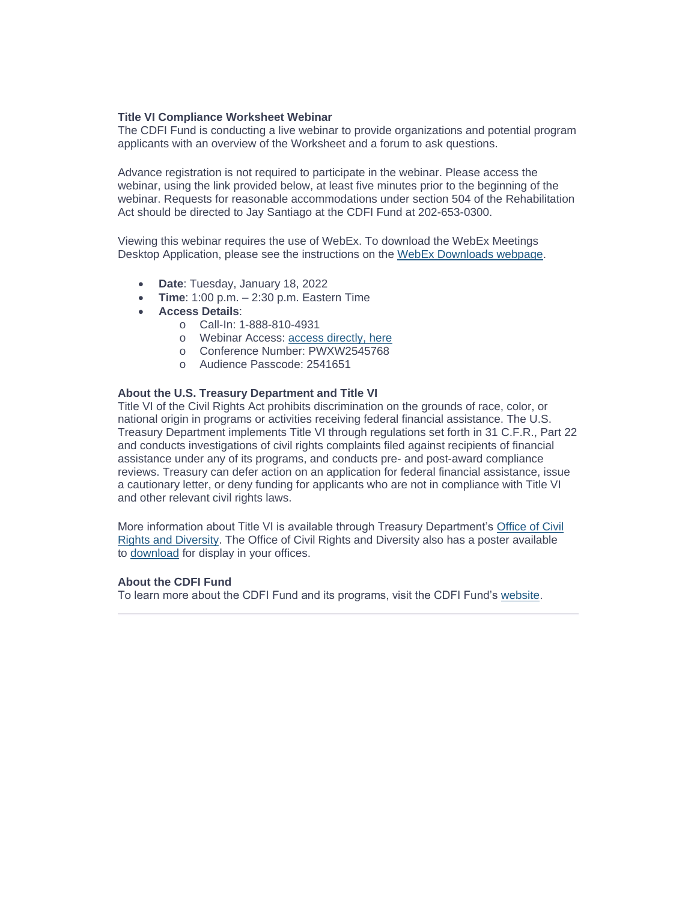**Title VI Compliance Worksheet Webinar**

The CDFI Fund is conducting a live webinar to provide organizations and potential program applicants with an overview of the Worksheet and a forum to ask questions.

Advance registration is not required to participate in the webinar. Please access the webinar, using the link provided below, at least five minutes prior to the beginning of the webinar. Requests for reasonable accommodations under section 504 of the Rehabilitation Act should be directed to Jay Santiago at the CDFI Fund at 202-653-0300.

Viewing this webinar requires the use of WebEx. To download the WebEx Meetings Desktop Application, please see the instructions on the WebEx Downloads webpage.

- **Date**: Tuesday, January 18, 2022
- **Time**: 1:00 p.m. – 2:30 p.m. Eastern Time
- **Access Details**:
  - Call-In: 1-888-810-4931
  - Webinar Access: access directly, here
  - Conference Number: PWXW2545768
  - Audience Passcode: 2541651

**About the U.S. Treasury Department and Title VI**

Title VI of the Civil Rights Act prohibits discrimination on the grounds of race, color, or national origin in programs or activities receiving federal financial assistance. The U.S. Treasury Department implements Title VI through regulations set forth in 31 C.F.R., Part 22 and conducts investigations of civil rights complaints filed against recipients of financial assistance under any of its programs, and conducts pre- and post-award compliance reviews. Treasury can defer action on an application for federal financial assistance, issue a cautionary letter, or deny funding for applicants who are not in compliance with Title VI and other relevant civil rights laws.

More information about Title VI is available through Treasury Department's Office of Civil Rights and Diversity. The Office of Civil Rights and Diversity also has a poster available to download for display in your offices.

**About the CDFI Fund**

To learn more about the CDFI Fund and its programs, visit the CDFI Fund's website.